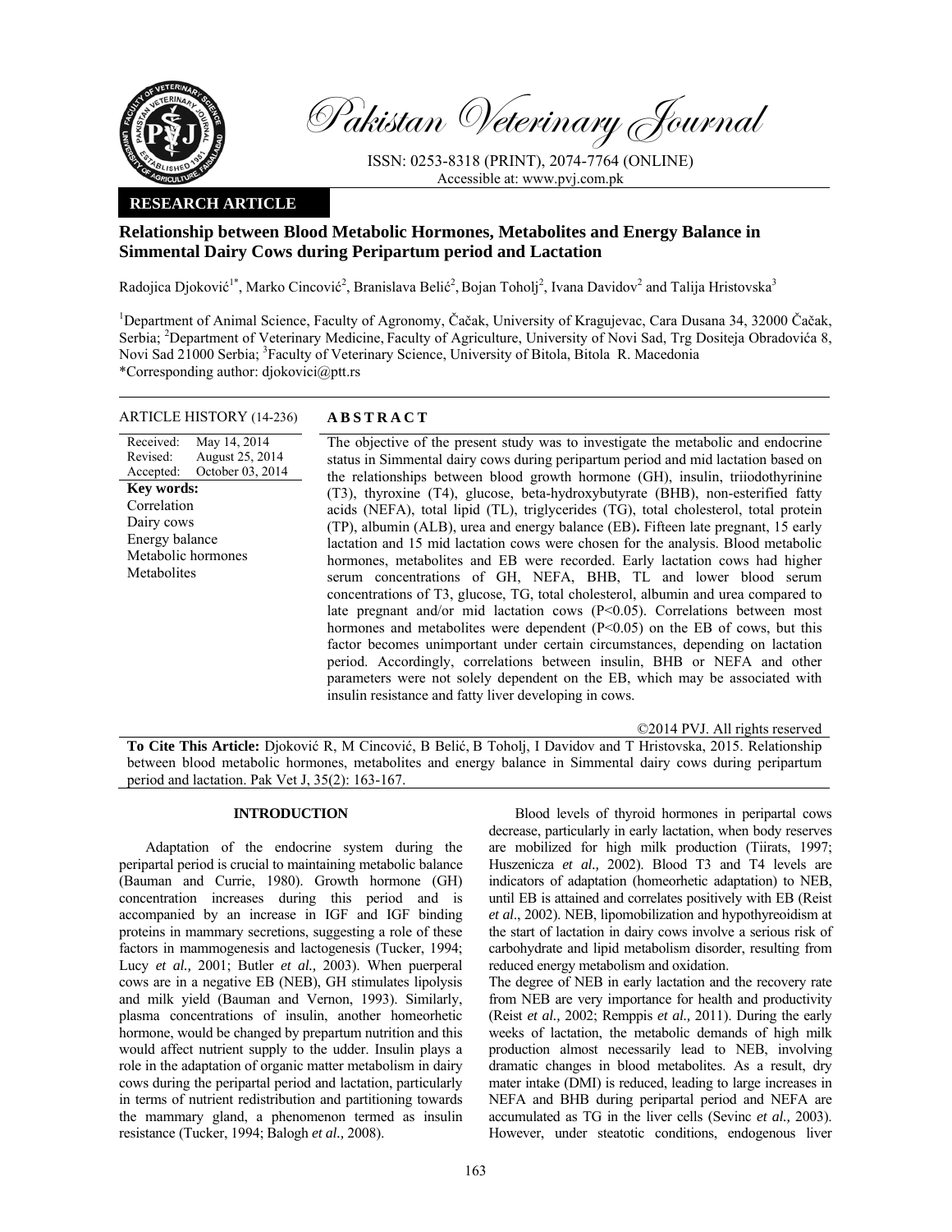# Relationship between Blood Metabolic Hormones, Metabolites and Energy Balance in Simmental Dairy Cows during Peripartum period and Lactation

Radojica Djoković[1*], Marko Cincović[2], Branislava Belić[2], Bojan Toholj[2], Ivana Davidov[2] and Talija Hristovska[3]

[1]Department of Animal Science, Faculty of Agronomy, Čačak, University of Kragujevac, Cara Dusana 34, 32000 Čačak, Serbia; [2]Department of Veterinary Medicine, Faculty of Agriculture, University of Novi Sad, Trg Dositeja Obradovića 8, Novi Sad 21000 Serbia; [3]Faculty of Veterinary Science, University of Bitola, Bitola R. Macedonia

*Corresponding author: djokovici@ptt.rs

**ARTICLE HISTORY** (14-236)

Received: May 14, 2014
Revised: August 25, 2014
Accepted: October 03, 2014

**Key words:**
Correlation
Dairy cows
Energy balance
Metabolic hormones
Metabolites

## ABSTRACT

The objective of the present study was to investigate the metabolic and endocrine status in Simmental dairy cows during peripartum period and mid lactation based on the relationships between blood growth hormone (GH), insulin, triiodothyrinine (T3), thyroxine (T4), glucose, beta-hydroxybutyrate (BHB), non-esterified fatty acids (NEFA), total lipid (TL), triglycerides (TG), total cholesterol, total protein (TP), albumin (ALB), urea and energy balance (EB)**.** Fifteen late pregnant, 15 early lactation and 15 mid lactation cows were chosen for the analysis. Blood metabolic hormones, metabolites and EB were recorded. Early lactation cows had higher serum concentrations of GH, NEFA, BHB, TL and lower blood serum concentrations of T3, glucose, TG, total cholesterol, albumin and urea compared to late pregnant and/or mid lactation cows ($P<0.05$). Correlations between most hormones and metabolites were dependent ($P<0.05$) on the EB of cows, but this factor becomes unimportant under certain circumstances, depending on lactation period. Accordingly, correlations between insulin, BHB or NEFA and other parameters were not solely dependent on the EB, which may be associated with insulin resistance and fatty liver developing in cows.

©2014 PVJ. All rights reserved

**To Cite This Article:** Djoković R, M Cincović, B Belić, B Toholj, I Davidov and T Hristovska, 2015. Relationship between blood metabolic hormones, metabolites and energy balance in Simmental dairy cows during peripartum period and lactation. Pak Vet J, 35(2): 163-167.

## INTRODUCTION

Adaptation of the endocrine system during the peripartal period is crucial to maintaining metabolic balance (Bauman and Currie, 1980). Growth hormone (GH) concentration increases during this period and is accompanied by an increase in IGF and IGF binding proteins in mammary secretions, suggesting a role of these factors in mammogenesis and lactogenesis (Tucker, 1994; Lucy *et al.,* 2001; Butler *et al.,* 2003). When puerperal cows are in a negative EB (NEB), GH stimulates lipolysis and milk yield (Bauman and Vernon, 1993). Similarly, plasma concentrations of insulin, another homeorhetic hormone, would be changed by prepartum nutrition and this would affect nutrient supply to the udder. Insulin plays a role in the adaptation of organic matter metabolism in dairy cows during the peripartal period and lactation, particularly in terms of nutrient redistribution and partitioning towards the mammary gland, a phenomenon termed as insulin resistance (Tucker, 1994; Balogh *et al.,* 2008).

Blood levels of thyroid hormones in peripartal cows decrease, particularly in early lactation, when body reserves are mobilized for high milk production (Tiirats, 1997; Huszenicza *et al.,* 2002). Blood T3 and T4 levels are indicators of adaptation (homeorhetic adaptation) to NEB, until EB is attained and correlates positively with EB (Reist *et al.,* 2002). NEB, lipomobilization and hypothyreoidism at the start of lactation in dairy cows involve a serious risk of carbohydrate and lipid metabolism disorder, resulting from reduced energy metabolism and oxidation.

The degree of NEB in early lactation and the recovery rate from NEB are very importance for health and productivity (Reist *et al.,* 2002; Remppis *et al.,* 2011). During the early weeks of lactation, the metabolic demands of high milk production almost necessarily lead to NEB, involving dramatic changes in blood metabolites. As a result, dry mater intake (DMI) is reduced, leading to large increases in NEFA and BHB during peripartal period and NEFA are accumulated as TG in the liver cells (Sevinc *et al.,* 2003). However, under steatotic conditions, endogenous liver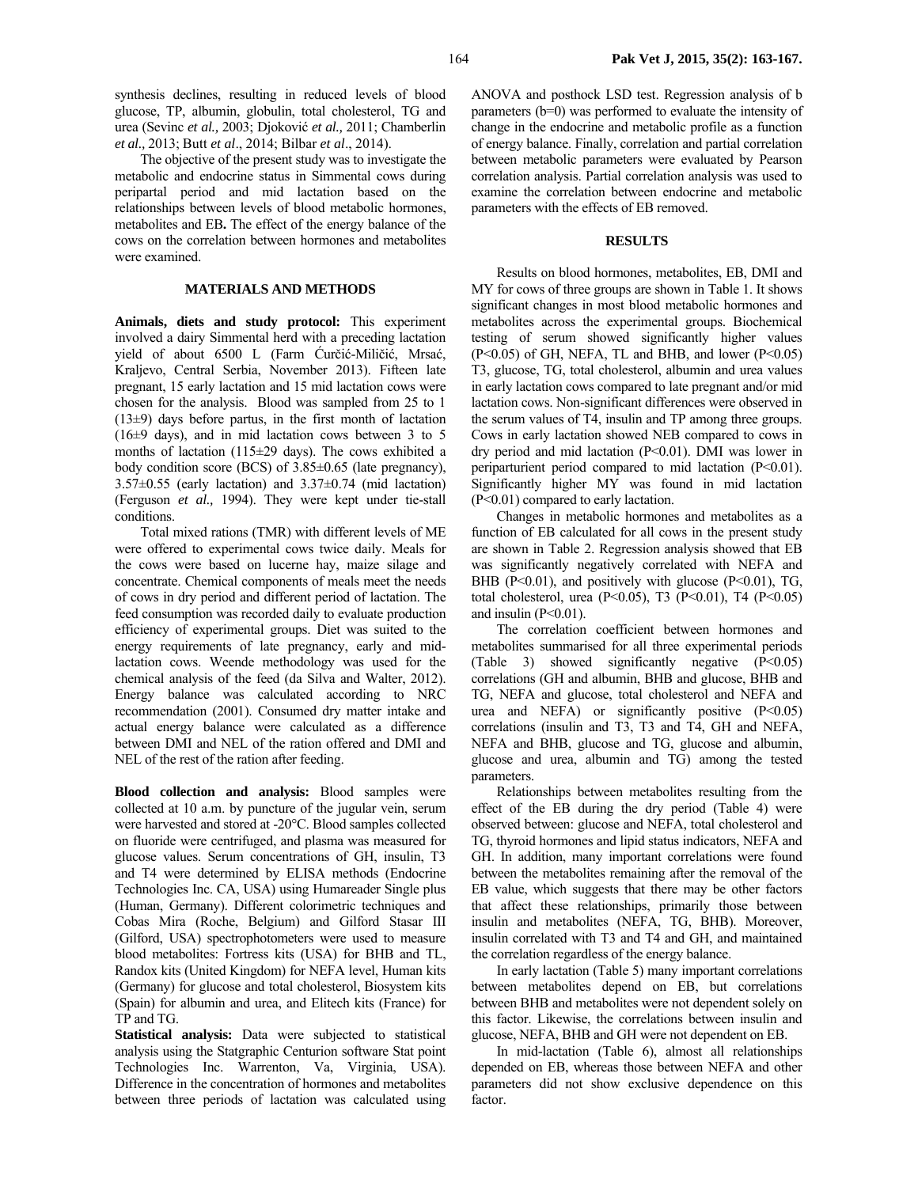synthesis declines, resulting in reduced levels of blood glucose, TP, albumin, globulin, total cholesterol, TG and urea (Sevinc *et al.,* 2003; Djoković *et al.,* 2011; Chamberlin *et al.,* 2013; Butt *et al*., 2014; Bilbar *et al*., 2014).

The objective of the present study was to investigate the metabolic and endocrine status in Simmental cows during peripartal period and mid lactation based on the relationships between levels of blood metabolic hormones, metabolites and EB**.** The effect of the energy balance of the cows on the correlation between hormones and metabolites were examined.

## MATERIALS AND METHODS

**Animals, diets and study protocol:** This experiment involved a dairy Simmental herd with a preceding lactation yield of about 6500 L (Farm Ćurčić-Miličić, Mrsać, Kraljevo, Central Serbia, November 2013). Fifteen late pregnant, 15 early lactation and 15 mid lactation cows were chosen for the analysis. Blood was sampled from 25 to 1 (13±9) days before partus, in the first month of lactation (16±9 days), and in mid lactation cows between 3 to 5 months of lactation (115±29 days). The cows exhibited a body condition score (BCS) of 3.85±0.65 (late pregnancy), 3.57±0.55 (early lactation) and 3.37±0.74 (mid lactation) (Ferguson *et al.,* 1994). They were kept under tie-stall conditions.

Total mixed rations (TMR) with different levels of ME were offered to experimental cows twice daily. Meals for the cows were based on lucerne hay, maize silage and concentrate. Chemical components of meals meet the needs of cows in dry period and different period of lactation. The feed consumption was recorded daily to evaluate production efficiency of experimental groups. Diet was suited to the energy requirements of late pregnancy, early and mid-lactation cows. Weende methodology was used for the chemical analysis of the feed (da Silva and Walter, 2012). Energy balance was calculated according to NRC recommendation (2001). Consumed dry matter intake and actual energy balance were calculated as a difference between DMI and NEL of the ration offered and DMI and NEL of the rest of the ration after feeding.

**Blood collection and analysis:** Blood samples were collected at 10 a.m. by puncture of the jugular vein, serum were harvested and stored at -20°C. Blood samples collected on fluoride were centrifuged, and plasma was measured for glucose values. Serum concentrations of GH, insulin, T3 and T4 were determined by ELISA methods (Endocrine Technologies Inc. CA, USA) using Humareader Single plus (Human, Germany). Different colorimetric techniques and Cobas Mira (Roche, Belgium) and Gilford Stasar III (Gilford, USA) spectrophotometers were used to measure blood metabolites: Fortress kits (USA) for BHB and TL, Randox kits (United Kingdom) for NEFA level, Human kits (Germany) for glucose and total cholesterol, Biosystem kits (Spain) for albumin and urea, and Elitech kits (France) for TP and TG.

**Statistical analysis:** Data were subjected to statistical analysis using the Statgraphic Centurion software Stat point Technologies Inc. Warrenton, Va, Virginia, USA). Difference in the concentration of hormones and metabolites between three periods of lactation was calculated using ANOVA and posthock LSD test. Regression analysis of b parameters (b=0) was performed to evaluate the intensity of change in the endocrine and metabolic profile as a function of energy balance. Finally, correlation and partial correlation between metabolic parameters were evaluated by Pearson correlation analysis. Partial correlation analysis was used to examine the correlation between endocrine and metabolic parameters with the effects of EB removed.

## RESULTS

Results on blood hormones, metabolites, EB, DMI and MY for cows of three groups are shown in Table 1. It shows significant changes in most blood metabolic hormones and metabolites across the experimental groups. Biochemical testing of serum showed significantly higher values ($P<0.05$) of GH, NEFA, TL and BHB, and lower ($P<0.05$) T3, glucose, TG, total cholesterol, albumin and urea values in early lactation cows compared to late pregnant and/or mid lactation cows. Non-significant differences were observed in the serum values of T4, insulin and TP among three groups. Cows in early lactation showed NEB compared to cows in dry period and mid lactation ($P<0.01$). DMI was lower in periparturient period compared to mid lactation ($P<0.01$). Significantly higher MY was found in mid lactation ($P<0.01$) compared to early lactation.

Changes in metabolic hormones and metabolites as a function of EB calculated for all cows in the present study are shown in Table 2. Regression analysis showed that EB was significantly negatively correlated with NEFA and BHB ($P<0.01$), and positively with glucose ($P<0.01$), TG, total cholesterol, urea ($P<0.05$), T3 ($P<0.01$), T4 ($P<0.05$) and insulin ($P<0.01$).

The correlation coefficient between hormones and metabolites summarised for all three experimental periods (Table 3) showed significantly negative ($P<0.05$) correlations (GH and albumin, BHB and glucose, BHB and TG, NEFA and glucose, total cholesterol and NEFA and urea and NEFA) or significantly positive ($P<0.05$) correlations (insulin and T3, T3 and T4, GH and NEFA, NEFA and BHB, glucose and TG, glucose and albumin, glucose and urea, albumin and TG) among the tested parameters.

Relationships between metabolites resulting from the effect of the EB during the dry period (Table 4) were observed between: glucose and NEFA, total cholesterol and TG, thyroid hormones and lipid status indicators, NEFA and GH. In addition, many important correlations were found between the metabolites remaining after the removal of the EB value, which suggests that there may be other factors that affect these relationships, primarily those between insulin and metabolites (NEFA, TG, BHB). Moreover, insulin correlated with T3 and T4 and GH, and maintained the correlation regardless of the energy balance.

In early lactation (Table 5) many important correlations between metabolites depend on EB, but correlations between BHB and metabolites were not dependent solely on this factor. Likewise, the correlations between insulin and glucose, NEFA, BHB and GH were not dependent on EB.

In mid-lactation (Table 6), almost all relationships depended on EB, whereas those between NEFA and other parameters did not show exclusive dependence on this factor.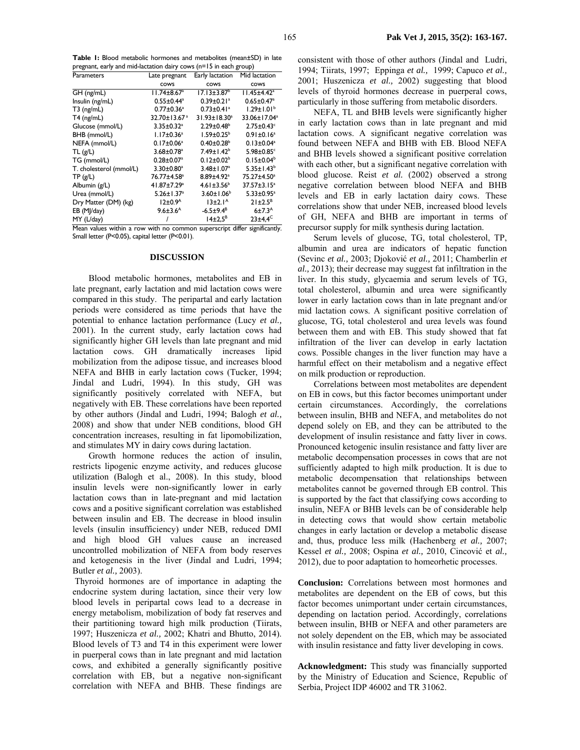**Table 1:** Blood metabolic hormones and metabolites (mean±SD) in late pregnant, early and mid-lactation dairy cows (n=15 in each group)

| Parameters | Late pregnant cows | Early lactation cows | Mid lactation cows |
|---|---|---|---|
| GH (ng/mL) | 11.74±8.67[a] | 17.13±3.87[b] | 11.45±4.42[a] |
| Insulin (ng/mL) | 0.55±0.44[a] | 0.39±0.21[a] | 0.65±0.47[a] |
| T3 (ng/mL) | 0.77±0.36[a] | 0.73±0.41[a] | 1.29±1.01[b] |
| T4 (ng/mL) | 32.70±13.67[a] | 31.93±18.30[a] | 33.06±17.04[a] |
| Glucose (mmol/L) | 3.35±0.32[a] | 2.29±0.48[b] | 2.75±0.43[c] |
| BHB (mmol/L) | 1.17±0.36[a] | 1.59±0.25[b] | 0.91±0.16[a] |
| NEFA (mmol/L) | 0.17±0.06[a] | 0.40±0.28[b] | 0.13±0.04[a] |
| TL (g/L) | 3.68±0.78[a] | 7.49±1.42[b] | 5.98±0.85[c] |
| TG (mmol/L) | 0.28±0.07[a] | 0.12±0.02[b] | 0.15±0.04[b] |
| T. cholesterol (mmol/L) | 3.30±0.80[a] | 3.48±1.07[a] | 5.35±1.43[b] |
| TP (g/L) | 76.77±4.58[a] | 8.89±4.92[a] | 75.27±4.50[a] |
| Albumin (g/L) | 41.87±7.29[a] | 4.61±3.56[b] | 37.57±3.15[a] |
| Urea (mmol/L) | 5.26±1.37[a] | 3.60±1.06[b] | 5.33±0.95[a] |
| Dry Matter (DM) (kg) | 12±0.9[A] | 13±2.1[A] | 21±2.5[B] |
| EB (MJ/day) | 9.6±3.6[A] | -6.5±9.4[B] | 6±7.3[A] |
| MY (L/day) | / | 14±2.5[B] | 23±4.4[C] |

Mean values within a row with no common superscript differ significantly. Small letter (P<0.05), capital letter (P<0.01).

## DISCUSSION

Blood metabolic hormones, metabolites and EB in late pregnant, early lactation and mid lactation cows were compared in this study. The peripartal and early lactation periods were considered as time periods that have the potential to enhance lactation performance (Lucy *et al.,* 2001). In the current study, early lactation cows had significantly higher GH levels than late pregnant and mid lactation cows. GH dramatically increases lipid mobilization from the adipose tissue, and increases blood NEFA and BHB in early lactation cows (Tucker, 1994; Jindal and Ludri, 1994). In this study, GH was significantly positively correlated with NEFA, but negatively with EB. These correlations have been reported by other authors (Jindal and Ludri, 1994; Balogh *et al.,* 2008) and show that under NEB conditions, blood GH concentration increases, resulting in fat lipomobilization, and stimulates MY in dairy cows during lactation.

Growth hormone reduces the action of insulin, restricts lipogenic enzyme activity, and reduces glucose utilization (Balogh et al., 2008). In this study, blood insulin levels were non-significantly lower in early lactation cows than in late-pregnant and mid lactation cows and a positive significant correlation was established between insulin and EB. The decrease in blood insulin levels (insulin insufficiency) under NEB, reduced DMI and high blood GH values cause an increased uncontrolled mobilization of NEFA from body reserves and ketogenesis in the liver (Jindal and Ludri, 1994; Butler *et al.,* 2003).

Thyroid hormones are of importance in adapting the endocrine system during lactation, since their very low blood levels in peripartal cows lead to a decrease in energy metabolism, mobilization of body fat reserves and their partitioning toward high milk production (Tiirats, 1997; Huszenicza *et al.,* 2002; Khatri and Bhutto, 2014). Blood levels of T3 and T4 in this experiment were lower in puerperal cows than in late pregnant and mid lactation cows, and exhibited a generally significantly positive correlation with EB, but a negative non-significant correlation with NEFA and BHB. These findings are consistent with those of other authors (Jindal and Ludri, 1994; Tiirats, 1997; Eppinga *et al.,* 1999; Capuco *et al.,* 2001; Huszenicza *et al.,* 2002) suggesting that blood levels of thyroid hormones decrease in puerperal cows, particularly in those suffering from metabolic disorders.

NEFA, TL and BHB levels were significantly higher in early lactation cows than in late pregnant and mid lactation cows. A significant negative correlation was found between NEFA and BHB with EB. Blood NEFA and BHB levels showed a significant positive correlation with each other, but a significant negative correlation with blood glucose. Reist *et al.* (2002) observed a strong negative correlation between blood NEFA and BHB levels and EB in early lactation dairy cows. These correlations show that under NEB, increased blood levels of GH, NEFA and BHB are important in terms of precursor supply for milk synthesis during lactation.

Serum levels of glucose, TG, total cholesterol, TP, albumin and urea are indicators of hepatic function (Sevinc *et al.,* 2003; Djoković *et al.,* 2011; Chamberlin *et al.,* 2013); their decrease may suggest fat infiltration in the liver. In this study, glycaemia and serum levels of TG, total cholesterol, albumin and urea were significantly lower in early lactation cows than in late pregnant and/or mid lactation cows. A significant positive correlation of glucose, TG, total cholesterol and urea levels was found between them and with EB. This study showed that fat infiltration of the liver can develop in early lactation cows. Possible changes in the liver function may have a harmful effect on their metabolism and a negative effect on milk production or reproduction.

Correlations between most metabolites are dependent on EB in cows, but this factor becomes unimportant under certain circumstances. Accordingly, the correlations between insulin, BHB and NEFA, and metabolites do not depend solely on EB, and they can be attributed to the development of insulin resistance and fatty liver in cows. Pronounced ketogenic insulin resistance and fatty liver are metabolic decompensation processes in cows that are not sufficiently adapted to high milk production. It is due to metabolic decompensation that relationships between metabolites cannot be governed through EB control. This is supported by the fact that classifying cows according to insulin, NEFA or BHB levels can be of considerable help in detecting cows that would show certain metabolic changes in early lactation or develop a metabolic disease and, thus, produce less milk (Hachenberg *et al.,* 2007; Kessel *et al.,* 2008; Ospina *et al.,* 2010, Cincović et *al.,* 2012), due to poor adaptation to homeorhetic processes.

**Conclusion:** Correlations between most hormones and metabolites are dependent on the EB of cows, but this factor becomes unimportant under certain circumstances, depending on lactation period. Accordingly, correlations between insulin, BHB or NEFA and other parameters are not solely dependent on the EB, which may be associated with insulin resistance and fatty liver developing in cows.

**Acknowledgment:** This study was financially supported by the Ministry of Education and Science, Republic of Serbia, Project IDP 46002 and TR 31062.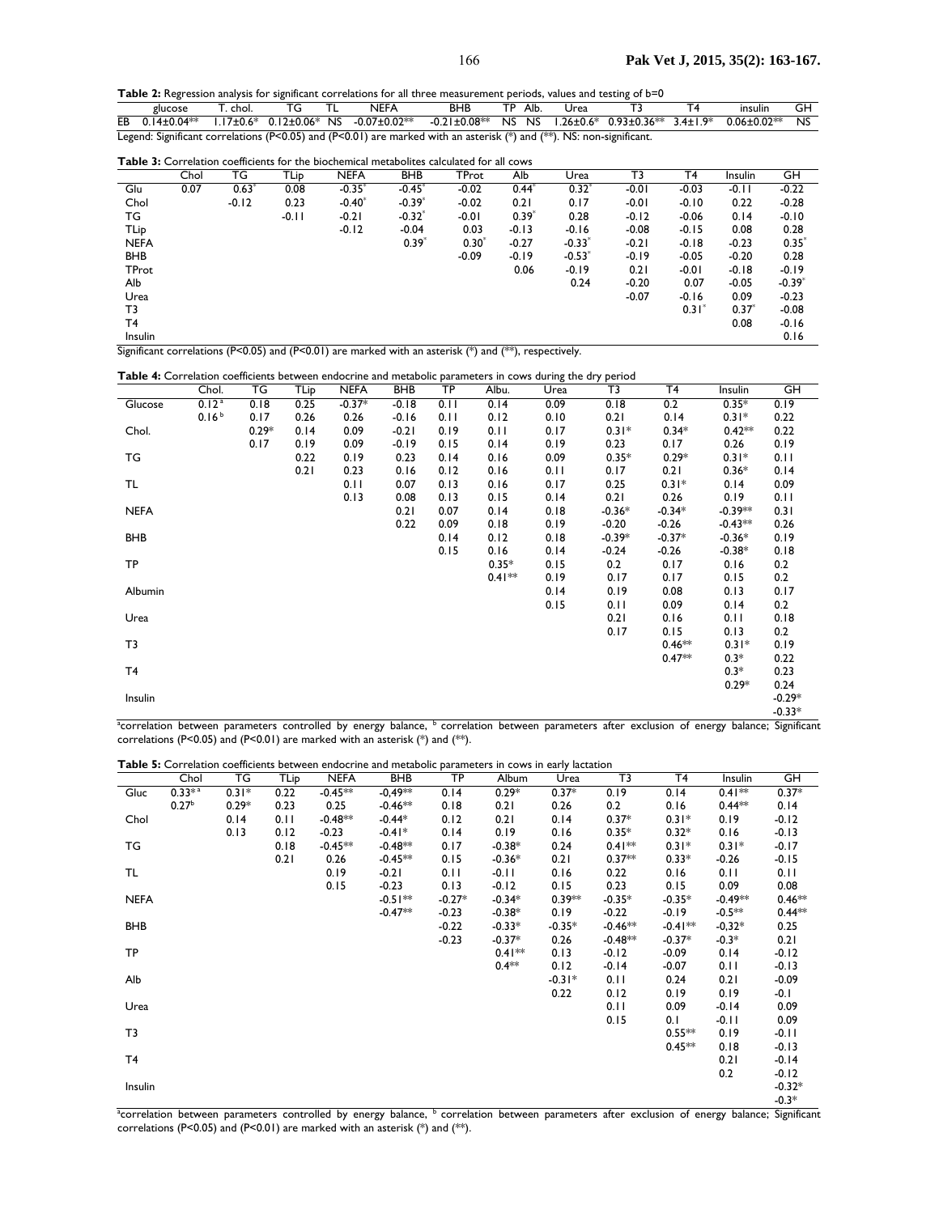**Table 2:** Regression analysis for significant correlations for all three measurement periods, values and testing of b=0

| | glucose | T. chol. | TG | TL | NEFA | BHB | TP | Alb. | Urea | T3 | T4 | insulin | GH |
|---|---|---|---|---|---|---|---|---|---|---|---|---|---|
| EB | 0.14±0.04** | 1.17±0.6* | 0.12±0.06* | NS | -0.07±0.02** | -0.21±0.08** | NS | NS | 1.26±0.6* | 0.93±0.36** | 3.4±1.9* | 0.06±0.02** | NS |

Legend: Significant correlations (P<0.05) and (P<0.01) are marked with an asterisk (*) and (**). NS: non-significant.

**Table 3:** Correlation coefficients for the biochemical metabolites calculated for all cows

| | Chol | TG | TLip | NEFA | BHB | TProt | Alb | Urea | T3 | T4 | Insulin | GH |
|---|---|---|---|---|---|---|---|---|---|---|---|---|
| Glu | 0.07 | 0.63* | 0.08 | -0.35* | -0.45* | -0.02 | 0.44* | 0.32* | -0.01 | -0.03 | -0.11 | -0.22 |
| Chol | | -0.12 | 0.23 | -0.40* | -0.39* | -0.02 | 0.21 | 0.17 | -0.01 | -0.10 | 0.22 | -0.28 |
| TG | | | -0.11 | -0.21 | -0.32* | -0.01 | 0.39* | 0.28 | -0.12 | -0.06 | 0.14 | -0.10 |
| TLip | | | | -0.12 | -0.04 | 0.03 | -0.13 | -0.16 | -0.08 | -0.15 | 0.08 | 0.28 |
| NEFA | | | | | 0.39* | 0.30* | -0.27 | -0.33* | -0.21 | -0.18 | -0.23 | 0.35* |
| BHB | | | | | | -0.09 | -0.19 | -0.53* | -0.19 | -0.05 | -0.20 | 0.28 |
| TProt | | | | | | | 0.06 | -0.19 | 0.21 | -0.01 | -0.18 | -0.19 |
| Alb | | | | | | | | 0.24 | -0.20 | 0.07 | -0.05 | -0.39* |
| Urea | | | | | | | | | -0.07 | -0.16 | 0.09 | -0.23 |
| T3 | | | | | | | | | | 0.31* | 0.37* | -0.08 |
| T4 | | | | | | | | | | | 0.08 | -0.16 |
| Insulin | | | | | | | | | | | | 0.16 |

Significant correlations (P<0.05) and (P<0.01) are marked with an asterisk (*) and (**), respectively.

**Table 4:** Correlation coefficients between endocrine and metabolic parameters in cows during the dry period

| | Chol. | TG | TLip | NEFA | BHB | TP | Albu. | Urea | T3 | T4 | Insulin | GH |
|---|---|---|---|---|---|---|---|---|---|---|---|---|
| Glucose | 0.12[a] | 0.18 | 0.25 | -0.37* | -0.18 | 0.11 | 0.14 | 0.09 | 0.18 | 0.2 | 0.35* | 0.19 |
| | 0.16[b] | 0.17 | 0.26 | 0.26 | -0.16 | 0.11 | 0.12 | 0.10 | 0.21 | 0.14 | 0.31* | 0.22 |
| Chol. | | 0.29* | 0.14 | 0.09 | -0.21 | 0.19 | 0.11 | 0.17 | 0.31* | 0.34* | 0.42** | 0.22 |
| | | 0.17 | 0.19 | 0.09 | -0.19 | 0.15 | 0.14 | 0.19 | 0.23 | 0.17 | 0.26 | 0.19 |
| TG | | | 0.22 | 0.19 | 0.23 | 0.14 | 0.16 | 0.09 | 0.35* | 0.29* | 0.31* | 0.11 |
| | | | 0.21 | 0.23 | 0.16 | 0.12 | 0.16 | 0.11 | 0.17 | 0.21 | 0.36* | 0.14 |
| TL | | | | 0.11 | 0.07 | 0.13 | 0.16 | 0.17 | 0.25 | 0.31* | 0.14 | 0.09 |
| | | | | 0.13 | 0.08 | 0.13 | 0.15 | 0.14 | 0.21 | 0.26 | 0.19 | 0.11 |
| NEFA | | | | | 0.21 | 0.07 | 0.14 | 0.18 | -0.36* | -0.34* | -0.39** | 0.31 |
| | | | | | 0.22 | 0.09 | 0.18 | 0.19 | -0.20 | -0.26 | -0.43** | 0.26 |
| BHB | | | | | | 0.14 | 0.12 | 0.18 | -0.39* | -0.37* | -0.36* | 0.19 |
| | | | | | | 0.15 | 0.16 | 0.14 | -0.24 | -0.26 | -0.38* | 0.18 |
| TP | | | | | | | 0.35* | 0.15 | 0.2 | 0.17 | 0.16 | 0.2 |
| | | | | | | | 0.41** | 0.19 | 0.17 | 0.17 | 0.15 | 0.2 |
| Albumin | | | | | | | | 0.14 | 0.19 | 0.08 | 0.13 | 0.17 |
| | | | | | | | | 0.15 | 0.11 | 0.09 | 0.14 | 0.2 |
| Urea | | | | | | | | | 0.21 | 0.16 | 0.11 | 0.18 |
| | | | | | | | | | 0.17 | 0.15 | 0.13 | 0.2 |
| T3 | | | | | | | | | | 0.46** | 0.31* | 0.19 |
| | | | | | | | | | | 0.47** | 0.3* | 0.22 |
| T4 | | | | | | | | | | | 0.3* | 0.23 |
| | | | | | | | | | | | 0.29* | 0.24 |
| Insulin | | | | | | | | | | | | -0.29* |
| | | | | | | | | | | | | -0.33* |

[a]correlation between parameters controlled by energy balance, [b] correlation between parameters after exclusion of energy balance; Significant correlations (P<0.05) and (P<0.01) are marked with an asterisk (*) and (**).

**Table 5:** Correlation coefficients between endocrine and metabolic parameters in cows in early lactation

| | Chol | TG | TLip | NEFA | BHB | TP | Album | Urea | T3 | T4 | Insulin | GH |
|---|---|---|---|---|---|---|---|---|---|---|---|---|
| Gluc | 0.33*[a] | 0.31* | 0.22 | -0.45** | -0,49** | 0.14 | 0.29* | 0.37* | 0.19 | 0.14 | 0.41** | 0.37* |
| | 0.27[b] | 0.29* | 0.23 | 0.25 | -0.46** | 0.18 | 0.21 | 0.26 | 0.2 | 0.16 | 0.44** | 0.14 |
| Chol | | 0.14 | 0.11 | -0.48** | -0.44* | 0.12 | 0.21 | 0.14 | 0.37* | 0.31* | 0.19 | -0.12 |
| | | 0.13 | 0.12 | -0.23 | -0.41* | 0.14 | 0.19 | 0.16 | 0.35* | 0.32* | 0.16 | -0.13 |
| TG | | | 0.18 | -0.45** | -0.48** | 0.17 | -0.38* | 0.24 | 0.41** | 0.31* | 0.31* | -0.17 |
| | | | 0.21 | 0.26 | -0.45** | 0.15 | -0.36* | 0.21 | 0.37** | 0.33* | -0.26 | -0.15 |
| TL | | | | 0.19 | -0.21 | 0.11 | -0.11 | 0.16 | 0.22 | 0.16 | 0.11 | 0.11 |
| | | | | 0.15 | -0.23 | 0.13 | -0.12 | 0.15 | 0.23 | 0.15 | 0.09 | 0.08 |
| NEFA | | | | | -0.51** | -0.27* | -0.34* | 0.39** | -0.35* | -0.35* | -0.49** | 0.46** |
| | | | | | -0.47** | -0.23 | -0.38* | 0.19 | -0.22 | -0.19 | -0.5** | 0.44** |
| BHB | | | | | | -0.22 | -0.33* | -0.35* | -0.46** | -0.41** | -0,32* | 0.25 |
| | | | | | | -0.23 | -0.37* | 0.26 | -0.48** | -0.37* | -0.3* | 0.21 |
| TP | | | | | | | 0.41** | 0.13 | -0.12 | -0.09 | 0.14 | -0.12 |
| | | | | | | | 0.4** | 0.12 | -0.14 | -0.07 | 0.11 | -0.13 |
| Alb | | | | | | | | -0.31* | 0.11 | 0.24 | 0.21 | -0.09 |
| | | | | | | | | 0.22 | 0.12 | 0.19 | 0.19 | -0.1 |
| Urea | | | | | | | | | 0.11 | 0.09 | -0.14 | 0.09 |
| | | | | | | | | | 0.15 | 0.1 | -0.11 | 0.09 |
| T3 | | | | | | | | | | 0.55** | 0.19 | -0.11 |
| | | | | | | | | | | 0.45** | 0.18 | -0.13 |
| T4 | | | | | | | | | | | 0.21 | -0.14 |
| | | | | | | | | | | | 0.2 | -0.12 |
| Insulin | | | | | | | | | | | | -0.32* |
| | | | | | | | | | | | | -0.3* |

[a]correlation between parameters controlled by energy balance, [b] correlation between parameters after exclusion of energy balance; Significant correlations (P<0.05) and (P<0.01) are marked with an asterisk (*) and (**).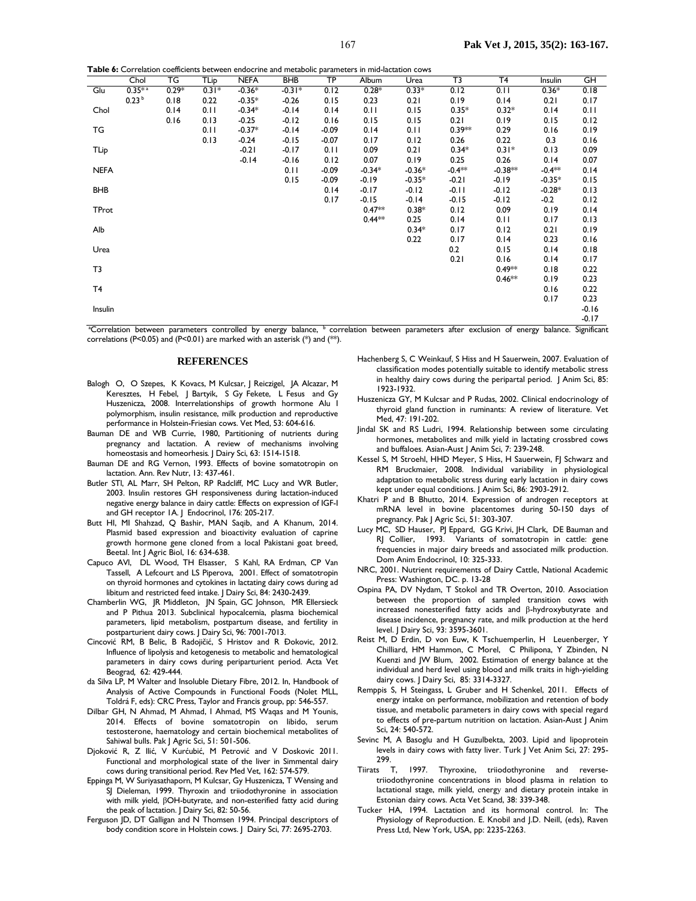**Table 6:** Correlation coefficients between endocrine and metabolic parameters in mid-lactation cows

| | Chol | TG | TLip | NEFA | BHB | TP | Album | Urea | T3 | T4 | Insulin | GH |
|---|---|---|---|---|---|---|---|---|---|---|---|---|
| Glu | 0.35*[a] | 0.29* | 0.31* | -0.36* | -0.31* | 0.12 | 0.28* | 0.33* | 0.12 | 0.11 | 0.36* | 0.18 |
| | 0.23[b] | 0.18 | 0.22 | -0.35* | -0.26 | 0.15 | 0.23 | 0.21 | 0.19 | 0.14 | 0.21 | 0.17 |
| Chol | | 0.14 | 0.11 | -0.34* | -0.14 | 0.14 | 0.11 | 0.15 | 0.35* | 0.32* | 0.14 | 0.11 |
| | | 0.16 | 0.13 | -0.25 | -0.12 | 0.16 | 0.15 | 0.15 | 0.21 | 0.19 | 0.15 | 0.12 |
| TG | | | 0.11 | -0.37* | -0.14 | -0.09 | 0.14 | 0.11 | 0.39** | 0.29 | 0.16 | 0.19 |
| | | | 0.13 | -0.24 | -0.15 | -0.07 | 0.17 | 0.12 | 0.26 | 0.22 | 0.3 | 0.16 |
| TLip | | | | -0.21 | -0.17 | 0.11 | 0.09 | 0.21 | 0.34* | 0.31* | 0.13 | 0.09 |
| | | | | -0.14 | -0.16 | 0.12 | 0.07 | 0.19 | 0.25 | 0.26 | 0.14 | 0.07 |
| NEFA | | | | | 0.11 | -0.09 | -0.34* | -0.36* | -0.4** | -0.38** | -0.4** | 0.14 |
| | | | | | 0.15 | -0.09 | -0.19 | -0.35* | -0.21 | -0.19 | -0.35* | 0.15 |
| BHB | | | | | | 0.14 | -0.17 | -0.12 | -0.11 | -0.12 | -0.28* | 0.13 |
| | | | | | | 0.17 | -0.15 | -0.14 | -0.15 | -0.12 | -0.2 | 0.12 |
| TProt | | | | | | | 0.47** | 0.38* | 0.12 | 0.09 | 0.19 | 0.14 |
| | | | | | | | 0.44** | 0.25 | 0.14 | 0.11 | 0.17 | 0.13 |
| Alb | | | | | | | | 0.34* | 0.17 | 0.12 | 0.21 | 0.19 |
| | | | | | | | | 0.22 | 0.17 | 0.14 | 0.23 | 0.16 |
| Urea | | | | | | | | | 0.2 | 0.15 | 0.14 | 0.18 |
| | | | | | | | | | 0.21 | 0.16 | 0.14 | 0.17 |
| T3 | | | | | | | | | | 0.49** | 0.18 | 0.22 |
| | | | | | | | | | | 0.46** | 0.19 | 0.23 |
| T4 | | | | | | | | | | | 0.16 | 0.22 |
| | | | | | | | | | | | 0.17 | 0.23 |
| Insulin | | | | | | | | | | | | -0.16 |
| | | | | | | | | | | | | -0.17 |

[a]Correlation between parameters controlled by energy balance, [b] correlation between parameters after exclusion of energy balance. Significant correlations (P<0.05) and (P<0.01) are marked with an asterisk (*) and (**).

## REFERENCES

Balogh O, O Szepes, K Kovacs, M Kulcsar, J Reiczigel, JA Alcazar, M Keresztes, H Febel, J Bartyik, S Gy Fekete, L Fesus and Gy Huszenicza, 2008. Interrelationships of growth hormone Alu I polymorphism, insulin resistance, milk production and reproductive performance in Holstein-Friesian cows. Vet Med, 53: 604-616.

Bauman DE and WB Currie, 1980, Partitioning of nutrients during pregnancy and lactation. A review of mechanisms involving homeostasis and homeorhesis. J Dairy Sci, 63: 1514-1518.

Bauman DE and RG Vernon, 1993. Effects of bovine somatotropin on lactation. Ann. Rev Nutr, 13: 437-461.

Butler STl, AL Marr, SH Pelton, RP Radcliff, MC Lucy and WR Butler, 2003. Insulin restores GH responsiveness during lactation-induced negative energy balance in dairy cattle: Effects on expression of IGF-I and GH receptor 1A. J Endocrinol, 176: 205-217.

Butt HI, MI Shahzad, Q Bashir, MAN Saqib, and A Khanum, 2014. Plasmid based expression and bioactivity evaluation of caprine growth hormone gene cloned from a local Pakistani goat breed, Beetal. Int J Agric Biol, 16: 634-638.

Capuco AVl, DL Wood, TH Elsasser, S Kahl, RA Erdman, CP Van Tassell, A Lefcourt and LS Piperova, 2001. Effect of somatotropin on thyroid hormones and cytokines in lactating dairy cows during ad libitum and restricted feed intake. J Dairy Sci, 84: 2430-2439.

Chamberlin WG, JR Middleton, JN Spain, GC Johnson, MR Ellersieck and P Pithua 2013. Subclinical hypocalcemia, plasma biochemical parameters, lipid metabolism, postpartum disease, and fertility in postparturient dairy cows. J Dairy Sci, 96: 7001-7013.

Cincović RM, B Belic, B Radojičić, S Hristov and R Đokovic, 2012. Influence of lipolysis and ketogenesis to metabolic and hematological parameters in dairy cows during periparturient period. Acta Vet Beograd, 62: 429-444.

da Silva LP, M Walter and Insoluble Dietary Fibre, 2012. In, Handbook of Analysis of Active Compounds in Functional Foods (Nolet MLL, Toldrá F, eds): CRC Press, Taylor and Francis group, pp: 546-557.

Dilbar GH, N Ahmad, M Ahmad, I Ahmad, MS Waqas and M Younis, 2014. Effects of bovine somatotropin on libido, serum testosterone, haematology and certain biochemical metabolites of Sahiwal bulls. Pak J Agric Sci, 51: 501-506.

Djoković R, Z Ilić, V Kurćubić, M Petrović and V Doskovic 2011. Functional and morphological state of the liver in Simmental dairy cows during transitional period. Rev Med Vet, 162: 574-579.

Eppinga M, W Suriyasathaporn, M Kulcsar, Gy Huszenicza, T Wensing and SJ Dieleman, 1999. Thyroxin and triiodothyronine in association with milk yield, βOH-butyrate, and non-esterified fatty acid during the peak of lactation. J Dairy Sci, 82: 50-56.

Ferguson JD, DT Galligan and N Thomsen 1994. Principal descriptors of body condition score in Holstein cows. J Dairy Sci, 77: 2695-2703.

Hachenberg S, C Weinkauf, S Hiss and H Sauerwein, 2007. Evaluation of classification modes potentially suitable to identify metabolic stress in healthy dairy cows during the peripartal period. J Anim Sci, 85: 1923-1932.

Huszenicza GY, M Kulcsar and P Rudas, 2002. Clinical endocrinology of thyroid gland function in ruminants: A review of literature. Vet Med, 47: 191-202.

Jindal SK and RS Ludri, 1994. Relationship between some circulating hormones, metabolites and milk yield in lactating crossbred cows and buffaloes. Asian-Aust J Anim Sci, 7: 239-248.

Kessel S, M Stroehl, HHD Meyer, S Hiss, H Sauerwein, FJ Schwarz and RM Bruckmaier, 2008. Individual variability in physiological adaptation to metabolic stress during early lactation in dairy cows kept under equal conditions. J Anim Sci, 86: 2903-2912.

Khatri P and B Bhutto, 2014. Expression of androgen receptors at mRNA level in bovine placentomes during 50-150 days of pregnancy. Pak J Agric Sci, 51: 303-307.

Lucy MC, SD Hauser, PJ Eppard, GG Krivi, JH Clark, DE Bauman and RJ Collier, 1993. Variants of somatotropin in cattle: gene frequencies in major dairy breeds and associated milk production. Dom Anim Endocrinol, 10: 325-333.

NRC, 2001. Nutrient requirements of Dairy Cattle, National Academic Press: Washington, DC. p. 13-28

Ospina PA, DV Nydam, T Stokol and TR Overton, 2010. Association between the proportion of sampled transition cows with increased nonesterified fatty acids and β-hydroxybutyrate and disease incidence, pregnancy rate, and milk production at the herd level. J Dairy Sci, 93: 3595-3601.

Reist M, D Erdin, D von Euw, K Tschuemperlin, H Leuenberger, Y Chilliard, HM Hammon, C Morel, C Philipona, Y Zbinden, N Kuenzi and JW Blum, 2002. Estimation of energy balance at the individual and herd level using blood and milk traits in high-yielding dairy cows. J Dairy Sci, 85: 3314-3327.

Remppis S, H Steingass, L Gruber and H Schenkel, 2011. Effects of energy intake on performance, mobilization and retention of body tissue, and metabolic parameters in dairy cows with special regard to effects of pre-partum nutrition on lactation. Asian-Aust J Anim Sci, 24: 540-572.

Sevinc M, A Basoglu and H Guzulbekta, 2003. Lipid and lipoprotein levels in dairy cows with fatty liver. Turk J Vet Anim Sci, 27: 295-299.

Tiirats T, 1997. Thyroxine, triiodothyronine and reverse-triiodothyronine concentrations in blood plasma in relation to lactational stage, milk yield, energy and dietary protein intake in Estonian dairy cows. Acta Vet Scand, 38: 339-348.

Tucker HA, 1994. Lactation and its hormonal control. In: The Physiology of Reproduction. E. Knobil and J.D. Neill, (eds), Raven Press Ltd, New York, USA, pp: 2235-2263.